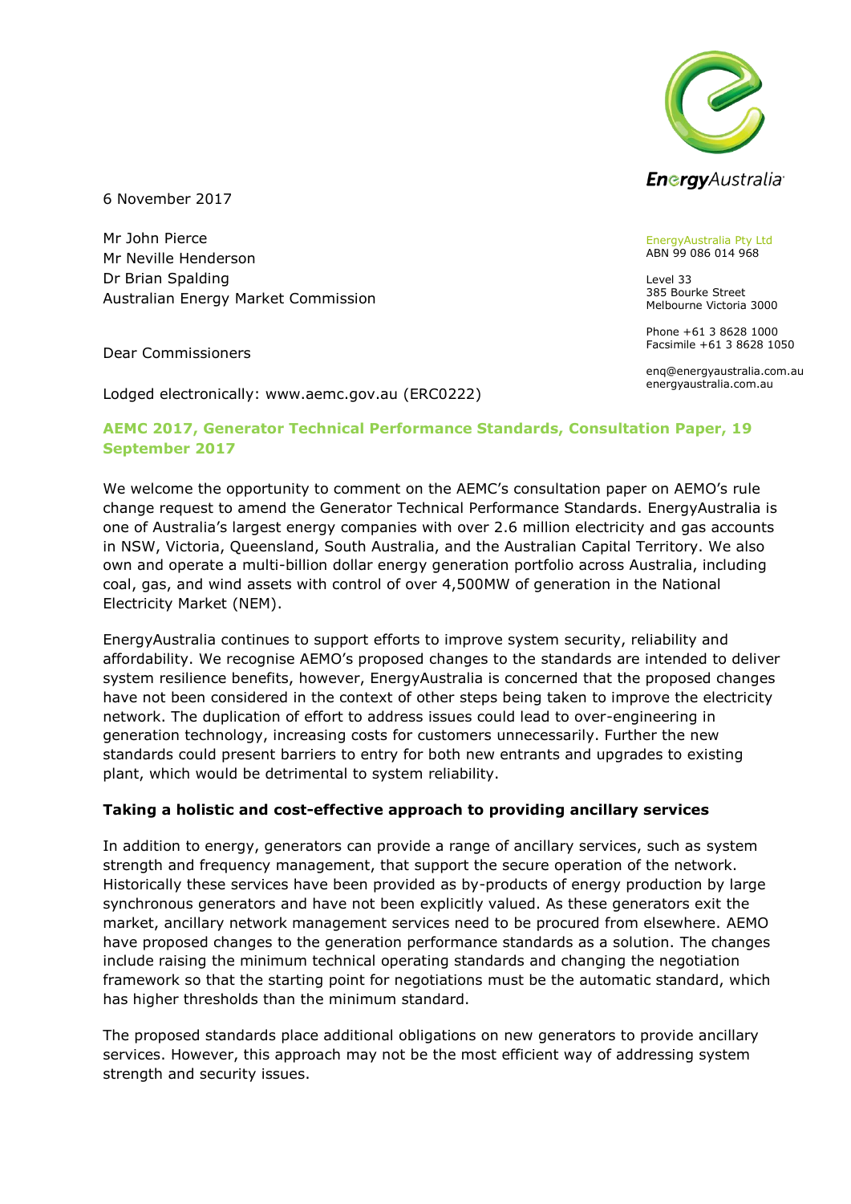EnergyAustralia Pty Ltd
ABN 99 086 014 968

Level 33
385 Bourke Street
Melbourne Victoria 3000

Phone +61 3 8628 1000
Facsimile +61 3 8628 1050

enq@energyaustralia.com.au
energyaustralia.com.au

6 November 2017

Mr John Pierce
Mr Neville Henderson
Dr Brian Spalding
Australian Energy Market Commission

Dear Commissioners

Lodged electronically: www.aemc.gov.au (ERC0222)

**AEMC 2017, Generator Technical Performance Standards, Consultation Paper, 19 September 2017**

We welcome the opportunity to comment on the AEMC's consultation paper on AEMO's rule change request to amend the Generator Technical Performance Standards. EnergyAustralia is one of Australia's largest energy companies with over 2.6 million electricity and gas accounts in NSW, Victoria, Queensland, South Australia, and the Australian Capital Territory. We also own and operate a multi-billion dollar energy generation portfolio across Australia, including coal, gas, and wind assets with control of over 4,500MW of generation in the National Electricity Market (NEM).

EnergyAustralia continues to support efforts to improve system security, reliability and affordability. We recognise AEMO's proposed changes to the standards are intended to deliver system resilience benefits, however, EnergyAustralia is concerned that the proposed changes have not been considered in the context of other steps being taken to improve the electricity network. The duplication of effort to address issues could lead to over-engineering in generation technology, increasing costs for customers unnecessarily. Further the new standards could present barriers to entry for both new entrants and upgrades to existing plant, which would be detrimental to system reliability.

**Taking a holistic and cost-effective approach to providing ancillary services**

In addition to energy, generators can provide a range of ancillary services, such as system strength and frequency management, that support the secure operation of the network. Historically these services have been provided as by-products of energy production by large synchronous generators and have not been explicitly valued. As these generators exit the market, ancillary network management services need to be procured from elsewhere. AEMO have proposed changes to the generation performance standards as a solution. The changes include raising the minimum technical operating standards and changing the negotiation framework so that the starting point for negotiations must be the automatic standard, which has higher thresholds than the minimum standard.

The proposed standards place additional obligations on new generators to provide ancillary services. However, this approach may not be the most efficient way of addressing system strength and security issues.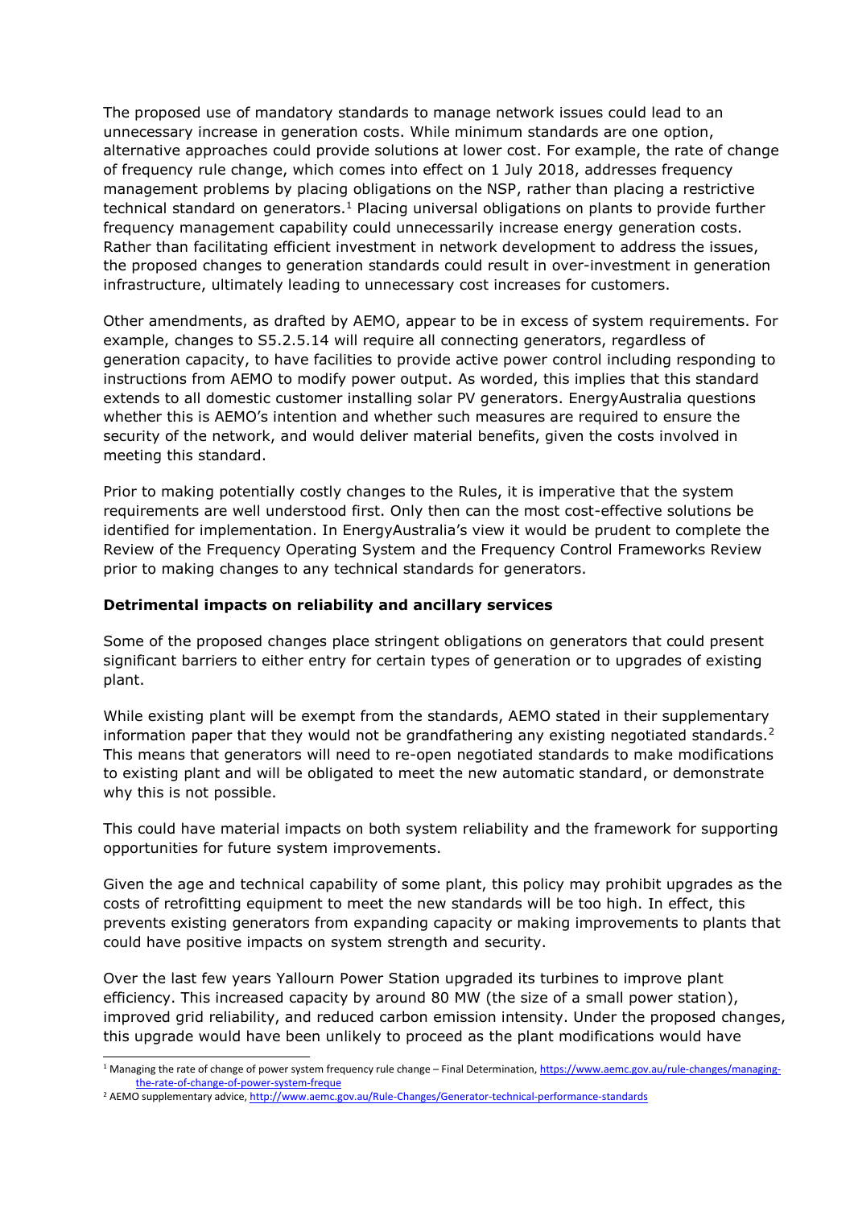The proposed use of mandatory standards to manage network issues could lead to an unnecessary increase in generation costs. While minimum standards are one option, alternative approaches could provide solutions at lower cost. For example, the rate of change of frequency rule change, which comes into effect on 1 July 2018, addresses frequency management problems by placing obligations on the NSP, rather than placing a restrictive technical standard on generators.[1] Placing universal obligations on plants to provide further frequency management capability could unnecessarily increase energy generation costs. Rather than facilitating efficient investment in network development to address the issues, the proposed changes to generation standards could result in over-investment in generation infrastructure, ultimately leading to unnecessary cost increases for customers.

Other amendments, as drafted by AEMO, appear to be in excess of system requirements. For example, changes to S5.2.5.14 will require all connecting generators, regardless of generation capacity, to have facilities to provide active power control including responding to instructions from AEMO to modify power output. As worded, this implies that this standard extends to all domestic customer installing solar PV generators. EnergyAustralia questions whether this is AEMO's intention and whether such measures are required to ensure the security of the network, and would deliver material benefits, given the costs involved in meeting this standard.

Prior to making potentially costly changes to the Rules, it is imperative that the system requirements are well understood first. Only then can the most cost-effective solutions be identified for implementation. In EnergyAustralia's view it would be prudent to complete the Review of the Frequency Operating System and the Frequency Control Frameworks Review prior to making changes to any technical standards for generators.

**Detrimental impacts on reliability and ancillary services**

Some of the proposed changes place stringent obligations on generators that could present significant barriers to either entry for certain types of generation or to upgrades of existing plant.

While existing plant will be exempt from the standards, AEMO stated in their supplementary information paper that they would not be grandfathering any existing negotiated standards.[2] This means that generators will need to re-open negotiated standards to make modifications to existing plant and will be obligated to meet the new automatic standard, or demonstrate why this is not possible.

This could have material impacts on both system reliability and the framework for supporting opportunities for future system improvements.

Given the age and technical capability of some plant, this policy may prohibit upgrades as the costs of retrofitting equipment to meet the new standards will be too high. In effect, this prevents existing generators from expanding capacity or making improvements to plants that could have positive impacts on system strength and security.

Over the last few years Yallourn Power Station upgraded its turbines to improve plant efficiency. This increased capacity by around 80 MW (the size of a small power station), improved grid reliability, and reduced carbon emission intensity. Under the proposed changes, this upgrade would have been unlikely to proceed as the plant modifications would have

[1] Managing the rate of change of power system frequency rule change – Final Determination, https://www.aemc.gov.au/rule-changes/managing-the-rate-of-change-of-power-system-freque

[2] AEMO supplementary advice, http://www.aemc.gov.au/Rule-Changes/Generator-technical-performance-standards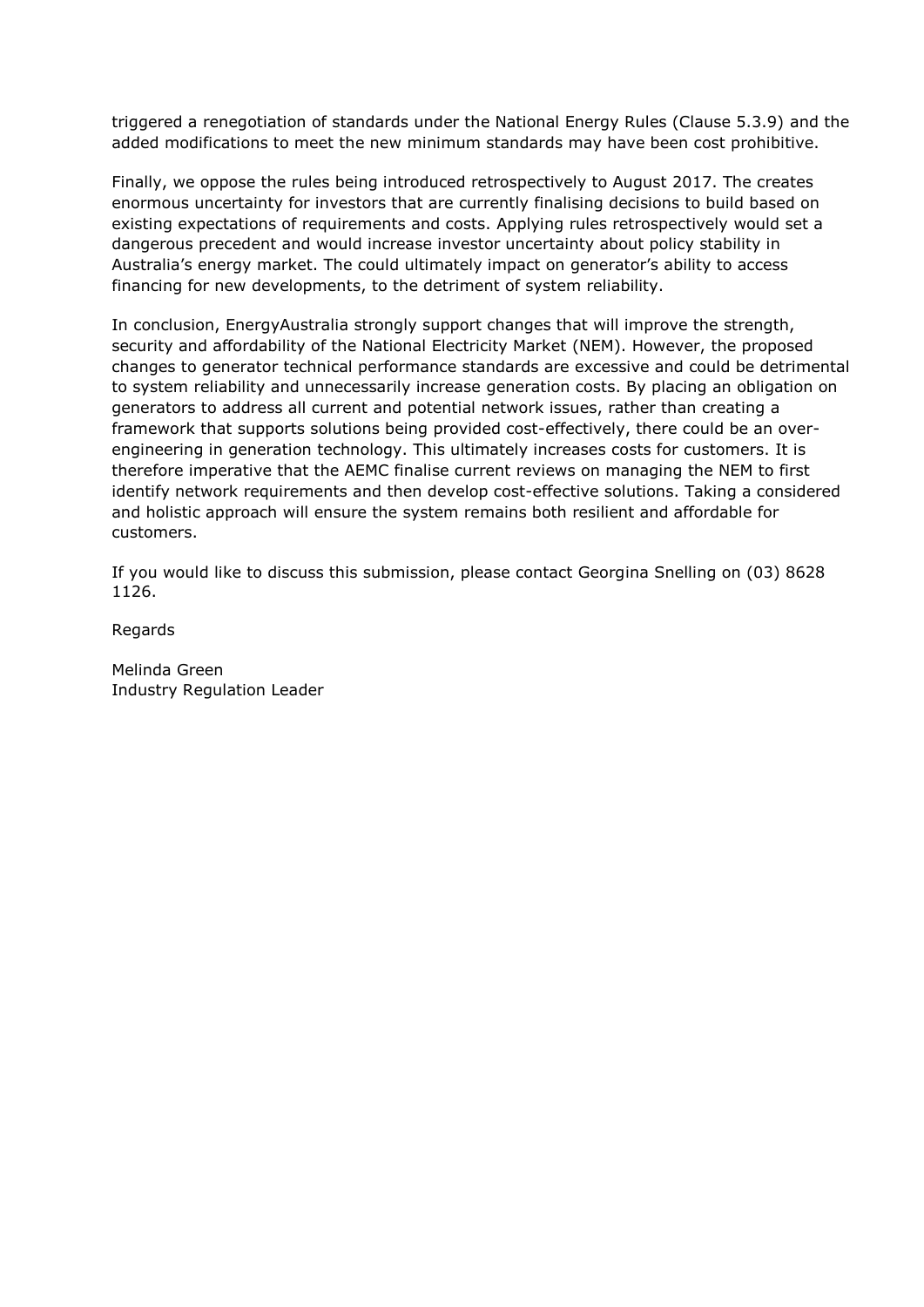triggered a renegotiation of standards under the National Energy Rules (Clause 5.3.9) and the added modifications to meet the new minimum standards may have been cost prohibitive.

Finally, we oppose the rules being introduced retrospectively to August 2017. The creates enormous uncertainty for investors that are currently finalising decisions to build based on existing expectations of requirements and costs. Applying rules retrospectively would set a dangerous precedent and would increase investor uncertainty about policy stability in Australia's energy market. The could ultimately impact on generator's ability to access financing for new developments, to the detriment of system reliability.

In conclusion, EnergyAustralia strongly support changes that will improve the strength, security and affordability of the National Electricity Market (NEM). However, the proposed changes to generator technical performance standards are excessive and could be detrimental to system reliability and unnecessarily increase generation costs. By placing an obligation on generators to address all current and potential network issues, rather than creating a framework that supports solutions being provided cost-effectively, there could be an over-engineering in generation technology. This ultimately increases costs for customers. It is therefore imperative that the AEMC finalise current reviews on managing the NEM to first identify network requirements and then develop cost-effective solutions. Taking a considered and holistic approach will ensure the system remains both resilient and affordable for customers.

If you would like to discuss this submission, please contact Georgina Snelling on (03) 8628 1126.

Regards

Melinda Green
Industry Regulation Leader